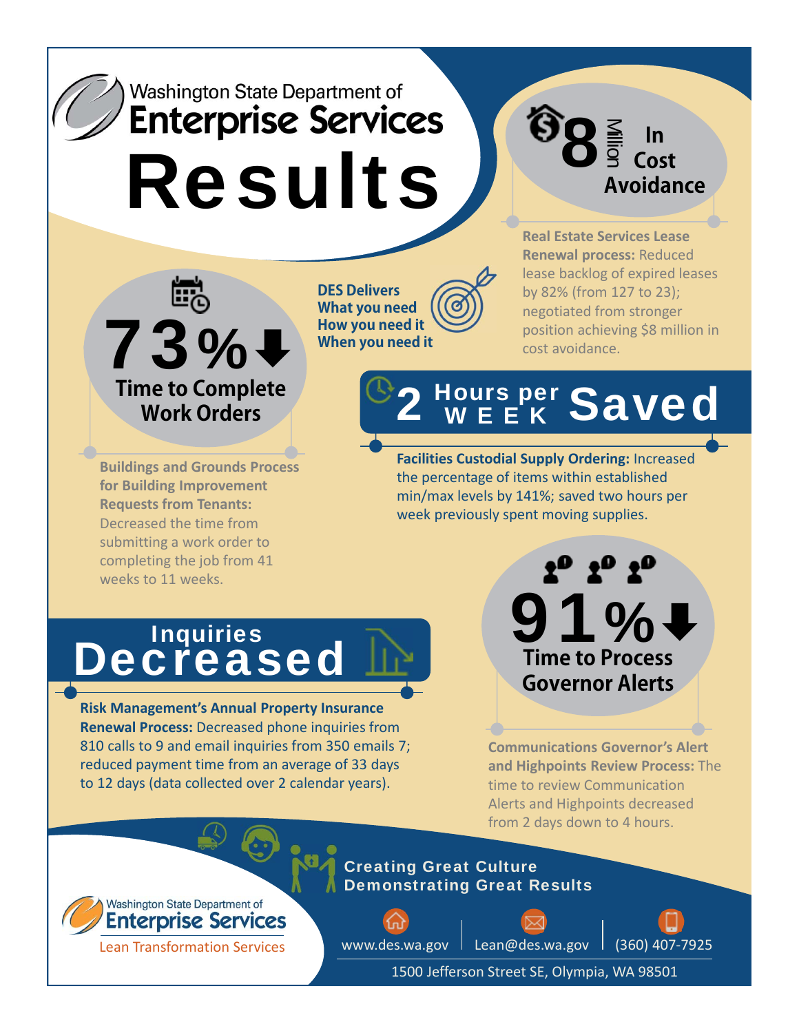Washington State Department of

# Enterprise Services Results

## $8 Million In Cost Avoidance

**Real Estate Services Lease Renewal process:** Reduced lease backlog of expired leases by 82% (from 127 to 23); negotiated from stronger position achieving $8 million in cost avoidance.

**DES Delivers**
**What you need**
**How you need it**
**When you need it**

## 73% ↓ Time to Complete Work Orders

**Buildings and Grounds Process for Building Improvement Requests from Tenants:** Decreased the time from submitting a work order to completing the job from 41 weeks to 11 weeks.

## 2 Hours per WEEK Saved

**Facilities Custodial Supply Ordering:** Increased the percentage of items within established min/max levels by 141%; saved two hours per week previously spent moving supplies.

## Inquiries Decreased

**Risk Management's Annual Property Insurance Renewal Process:** Decreased phone inquiries from 810 calls to 9 and email inquiries from 350 emails 7; reduced payment time from an average of 33 days to 12 days (data collected over 2 calendar years).

## 91% ↓ Time to Process Governor Alerts

**Communications Governor's Alert and Highpoints Review Process:** The time to review Communication Alerts and Highpoints decreased from 2 days down to 4 hours.

**Creating Great Culture**
**Demonstrating Great Results**

Washington State Department of Enterprise Services
Lean Transformation Services

www.des.wa.gov | Lean@des.wa.gov | (360) 407-7925

1500 Jefferson Street SE, Olympia, WA 98501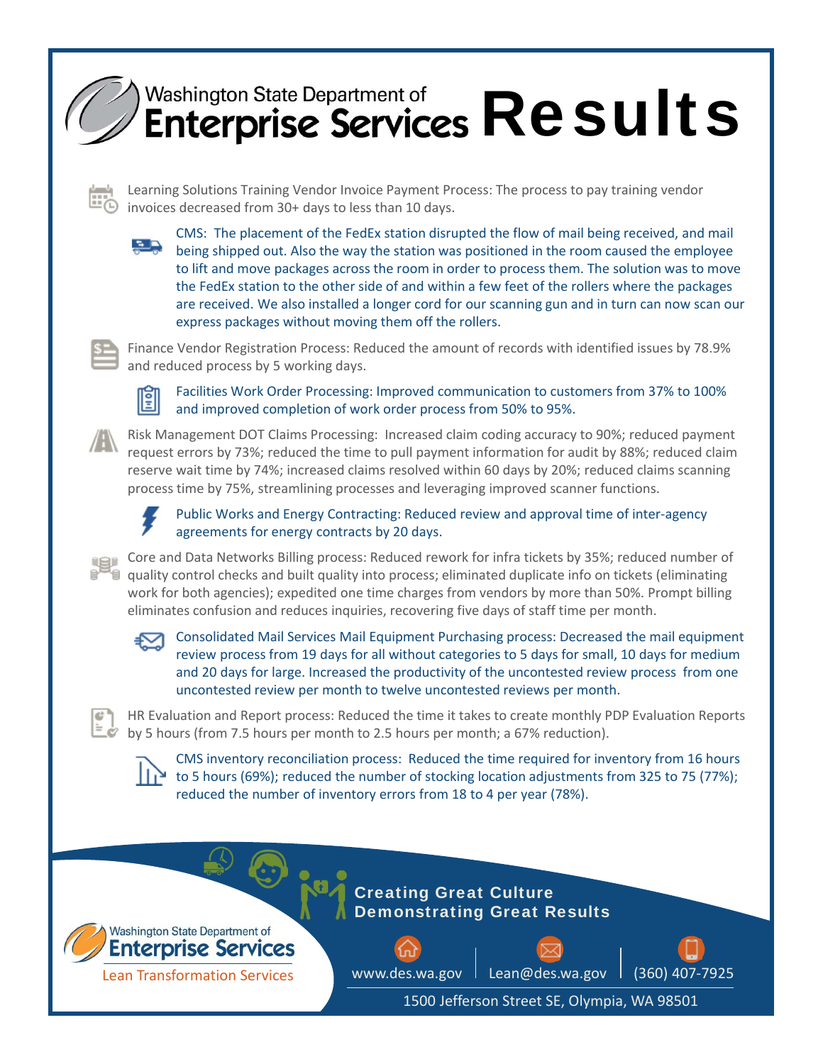# Washington State Department of Enterprise Services Results

Learning Solutions Training Vendor Invoice Payment Process: The process to pay training vendor invoices decreased from 30+ days to less than 10 days.

CMS: The placement of the FedEx station disrupted the flow of mail being received, and mail being shipped out. Also the way the station was positioned in the room caused the employee to lift and move packages across the room in order to process them. The solution was to move the FedEx station to the other side of and within a few feet of the rollers where the packages are received. We also installed a longer cord for our scanning gun and in turn can now scan our express packages without moving them off the rollers.

Finance Vendor Registration Process: Reduced the amount of records with identified issues by 78.9% and reduced process by 5 working days.

Facilities Work Order Processing: Improved communication to customers from 37% to 100% and improved completion of work order process from 50% to 95%.

Risk Management DOT Claims Processing: Increased claim coding accuracy to 90%; reduced payment request errors by 73%; reduced the time to pull payment information for audit by 88%; reduced claim reserve wait time by 74%; increased claims resolved within 60 days by 20%; reduced claims scanning process time by 75%, streamlining processes and leveraging improved scanner functions.

Public Works and Energy Contracting: Reduced review and approval time of inter-agency agreements for energy contracts by 20 days.

Core and Data Networks Billing process: Reduced rework for infra tickets by 35%; reduced number of quality control checks and built quality into process; eliminated duplicate info on tickets (eliminating work for both agencies); expedited one time charges from vendors by more than 50%. Prompt billing eliminates confusion and reduces inquiries, recovering five days of staff time per month.

Consolidated Mail Services Mail Equipment Purchasing process: Decreased the mail equipment review process from 19 days for all without categories to 5 days for small, 10 days for medium and 20 days for large. Increased the productivity of the uncontested review process from one uncontested review per month to twelve uncontested reviews per month.

HR Evaluation and Report process: Reduced the time it takes to create monthly PDP Evaluation Reports by 5 hours (from 7.5 hours per month to 2.5 hours per month; a 67% reduction).

CMS inventory reconciliation process: Reduced the time required for inventory from 16 hours to 5 hours (69%); reduced the number of stocking location adjustments from 325 to 75 (77%); reduced the number of inventory errors from 18 to 4 per year (78%).

**Creating Great Culture**
**Demonstrating Great Results**

Washington State Department of Enterprise Services
Lean Transformation Services

www.des.wa.gov | Lean@des.wa.gov | (360) 407-7925

1500 Jefferson Street SE, Olympia, WA 98501